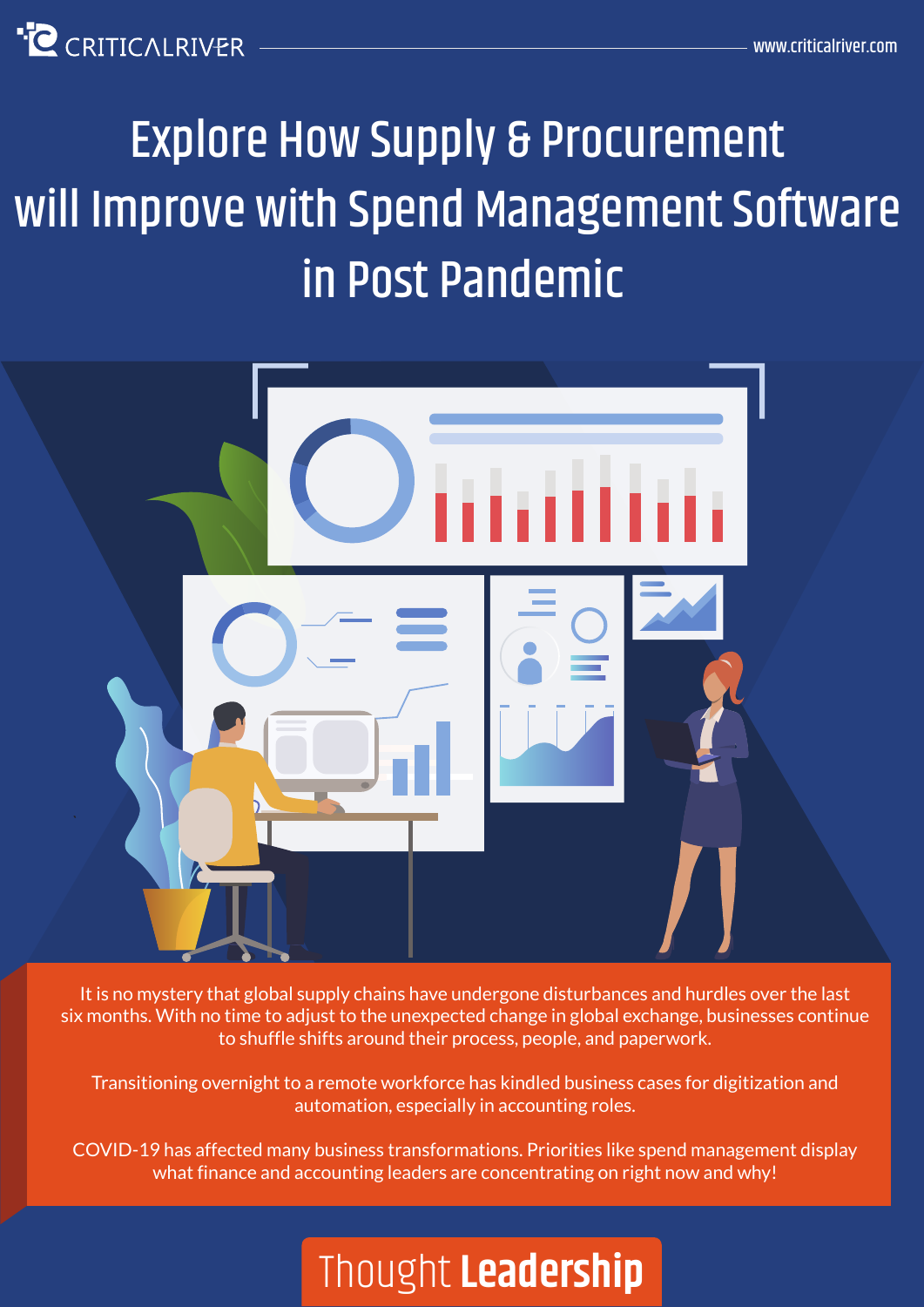CRITICALRIVER

www.criticalriver.com

# Explore How Supply & Procurement will Improve with Spend Management Software in Post Pandemic

It is no mystery that global supply chains have undergone disturbances and hurdles over the last six months. With no time to adjust to the unexpected change in global exchange, businesses continue to shuffle shifts around their process, people, and paperwork.

Transitioning overnight to a remote workforce has kindled business cases for digitization and automation, especially in accounting roles.

COVID-19 has affected many business transformations. Priorities like spend management display what finance and accounting leaders are concentrating on right now and why!

Thought **Leadership**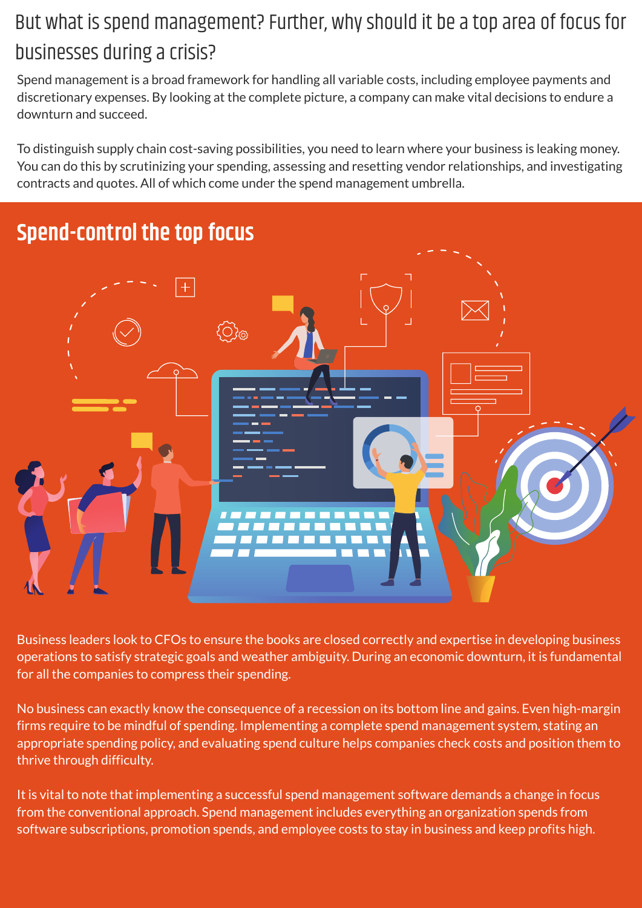## But what is spend management? Further, why should it be a top area of focus for businesses during a crisis?

Spend management is a broad framework for handling all variable costs, including employee payments and discretionary expenses. By looking at the complete picture, a company can make vital decisions to endure a downturn and succeed.

To distinguish supply chain cost-saving possibilities, you need to learn where your business is leaking money. You can do this by scrutinizing your spending, assessing and resetting vendor relationships, and investigating contracts and quotes. All of which come under the spend management umbrella.

## Spend-control the top focus

Business leaders look to CFOs to ensure the books are closed correctly and expertise in developing business operations to satisfy strategic goals and weather ambiguity. During an economic downturn, it is fundamental for all the companies to compress their spending.

No business can exactly know the consequence of a recession on its bottom line and gains. Even high-margin firms require to be mindful of spending. Implementing a complete spend management system, stating an appropriate spending policy, and evaluating spend culture helps companies check costs and position them to thrive through difficulty.

It is vital to note that implementing a successful spend management software demands a change in focus from the conventional approach. Spend management includes everything an organization spends from software subscriptions, promotion spends, and employee costs to stay in business and keep profits high.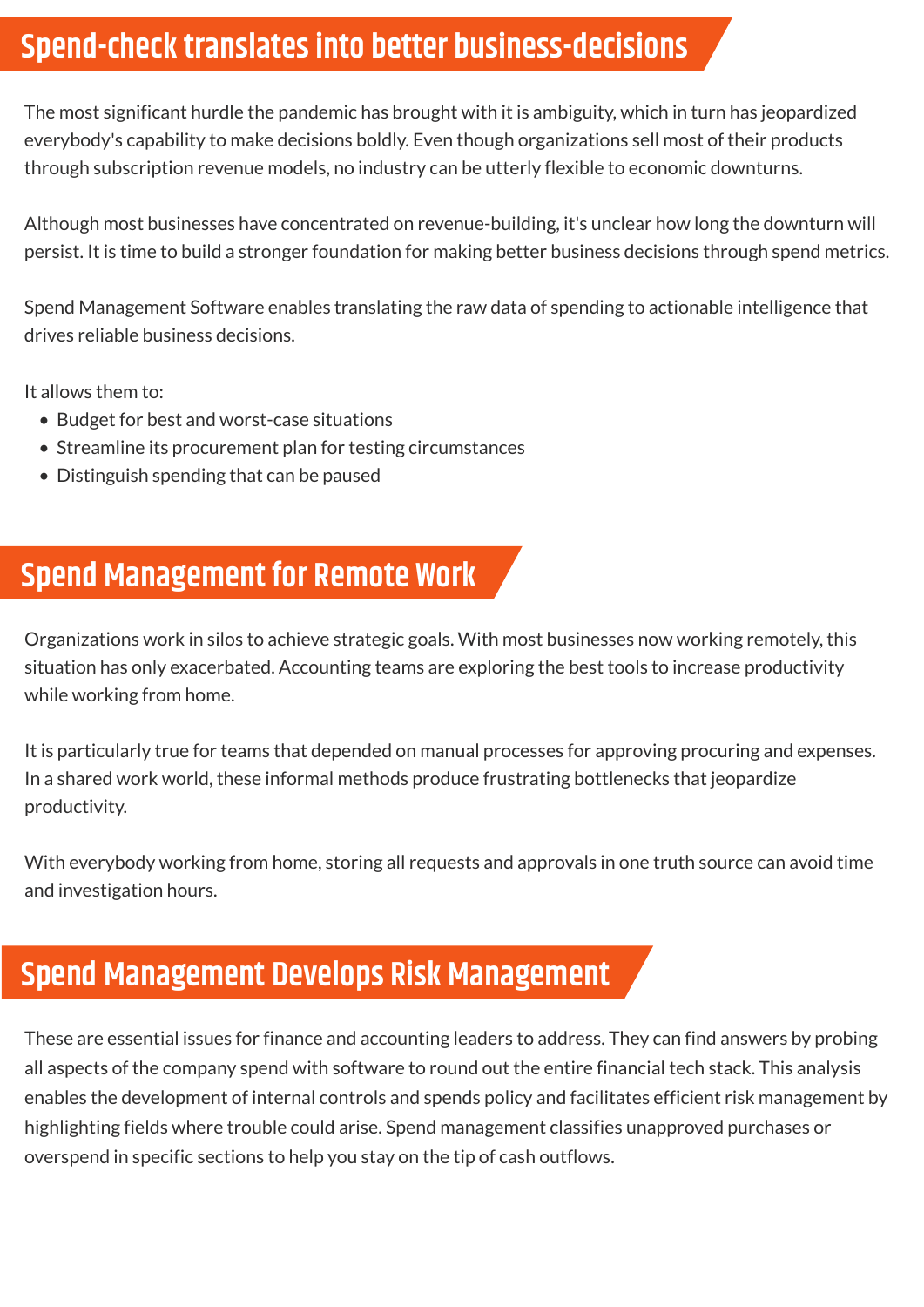## Spend-check translates into better business-decisions

The most significant hurdle the pandemic has brought with it is ambiguity, which in turn has jeopardized everybody's capability to make decisions boldly. Even though organizations sell most of their products through subscription revenue models, no industry can be utterly flexible to economic downturns.

Although most businesses have concentrated on revenue-building, it's unclear how long the downturn will persist. It is time to build a stronger foundation for making better business decisions through spend metrics.

Spend Management Software enables translating the raw data of spending to actionable intelligence that drives reliable business decisions.

It allows them to:

- Budget for best and worst-case situations
- Streamline its procurement plan for testing circumstances
- Distinguish spending that can be paused

## Spend Management for Remote Work

Organizations work in silos to achieve strategic goals. With most businesses now working remotely, this situation has only exacerbated. Accounting teams are exploring the best tools to increase productivity while working from home.

It is particularly true for teams that depended on manual processes for approving procuring and expenses. In a shared work world, these informal methods produce frustrating bottlenecks that jeopardize productivity.

With everybody working from home, storing all requests and approvals in one truth source can avoid time and investigation hours.

## Spend Management Develops Risk Management

These are essential issues for finance and accounting leaders to address. They can find answers by probing all aspects of the company spend with software to round out the entire financial tech stack. This analysis enables the development of internal controls and spends policy and facilitates efficient risk management by highlighting fields where trouble could arise. Spend management classifies unapproved purchases or overspend in specific sections to help you stay on the tip of cash outflows.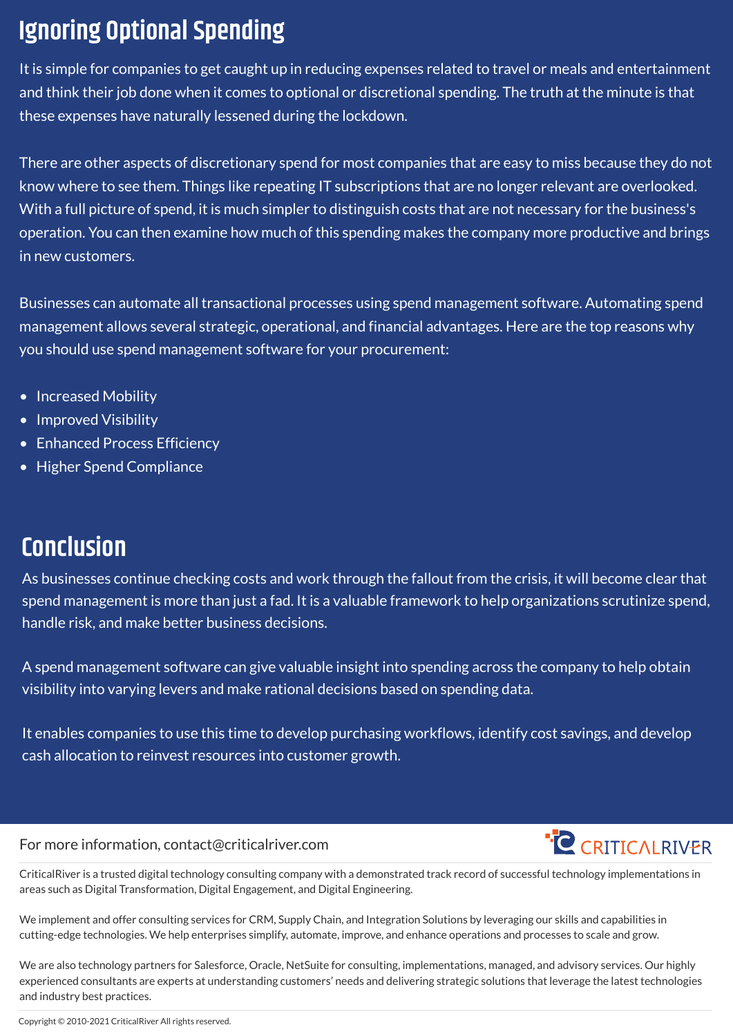## Ignoring Optional Spending

It is simple for companies to get caught up in reducing expenses related to travel or meals and entertainment and think their job done when it comes to optional or discretional spending. The truth at the minute is that these expenses have naturally lessened during the lockdown.

There are other aspects of discretionary spend for most companies that are easy to miss because they do not know where to see them. Things like repeating IT subscriptions that are no longer relevant are overlooked. With a full picture of spend, it is much simpler to distinguish costs that are not necessary for the business's operation. You can then examine how much of this spending makes the company more productive and brings in new customers.

Businesses can automate all transactional processes using spend management software. Automating spend management allows several strategic, operational, and financial advantages. Here are the top reasons why you should use spend management software for your procurement:

- Increased Mobility
- Improved Visibility
- Enhanced Process Efficiency
- Higher Spend Compliance

## Conclusion

As businesses continue checking costs and work through the fallout from the crisis, it will become clear that spend management is more than just a fad. It is a valuable framework to help organizations scrutinize spend, handle risk, and make better business decisions.

A spend management software can give valuable insight into spending across the company to help obtain visibility into varying levers and make rational decisions based on spending data.

It enables companies to use this time to develop purchasing workflows, identify cost savings, and develop cash allocation to reinvest resources into customer growth.

For more information, contact@criticalriver.com

CRITICALRIVER

CriticalRiver is a trusted digital technology consulting company with a demonstrated track record of successful technology implementations in areas such as Digital Transformation, Digital Engagement, and Digital Engineering.

We implement and offer consulting services for CRM, Supply Chain, and Integration Solutions by leveraging our skills and capabilities in cutting-edge technologies. We help enterprises simplify, automate, improve, and enhance operations and processes to scale and grow.

We are also technology partners for Salesforce, Oracle, NetSuite for consulting, implementations, managed, and advisory services. Our highly experienced consultants are experts at understanding customers' needs and delivering strategic solutions that leverage the latest technologies and industry best practices.

Copyright © 2010-2021 CriticalRiver All rights reserved.